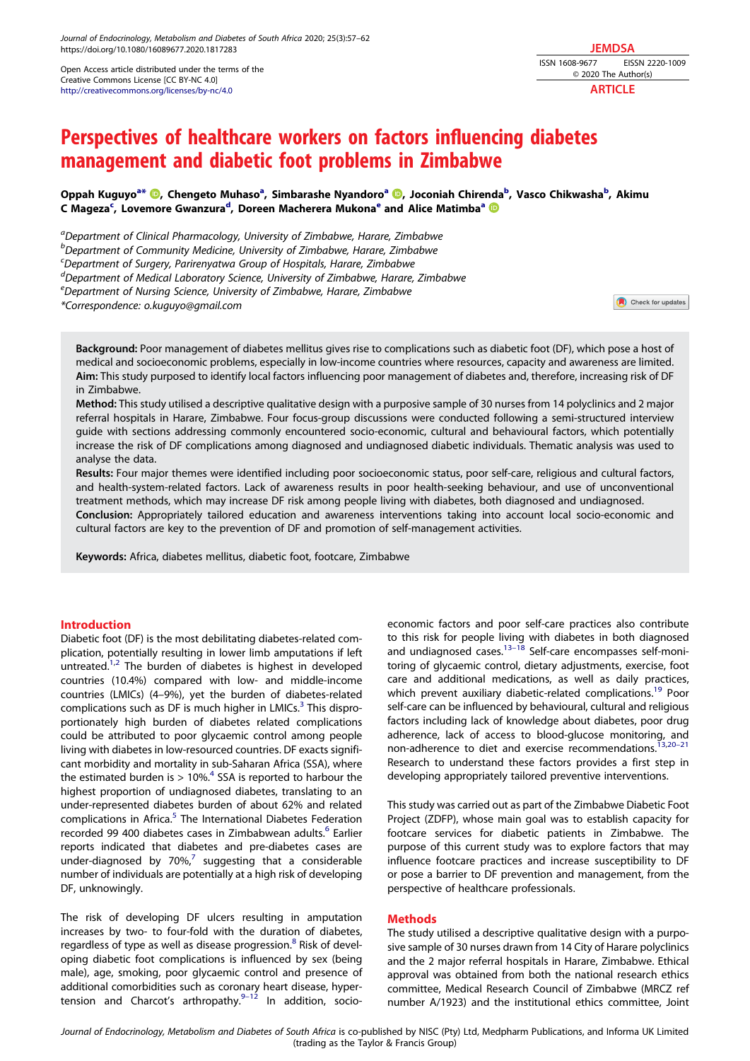Open Access article distributed under the terms of the Creative Commons License [CC BY-NC 4.0] http://creativecommons.org/licenses/by-nc/4.0

JEMDSA
ISSN 1608-9677 EISSN 2220-1009
© 2020 The Author(s)
ARTICLE

# Perspectives of healthcare workers on factors influencing diabetes management and diabetic foot problems in Zimbabwe

**Oppah Kuguyo[a*], Chengeto Muhaso[a], Simbarashe Nyandoro[a], Joconiah Chirenda[b], Vasco Chikwasha[b], Akimu C Mageza[c], Lovemore Gwanzura[d], Doreen Macherera Mukona[e] and Alice Matimba[a]**

[a]*Department of Clinical Pharmacology, University of Zimbabwe, Harare, Zimbabwe*
[b]*Department of Community Medicine, University of Zimbabwe, Harare, Zimbabwe*
[c]*Department of Surgery, Parirenyatwa Group of Hospitals, Harare, Zimbabwe*
[d]*Department of Medical Laboratory Science, University of Zimbabwe, Harare, Zimbabwe*
[e]*Department of Nursing Science, University of Zimbabwe, Harare, Zimbabwe*
*\*Correspondence: o.kuguyo@gmail.com*

**Background:** Poor management of diabetes mellitus gives rise to complications such as diabetic foot (DF), which pose a host of medical and socioeconomic problems, especially in low-income countries where resources, capacity and awareness are limited.
**Aim:** This study purposed to identify local factors influencing poor management of diabetes and, therefore, increasing risk of DF in Zimbabwe.
**Method:** This study utilised a descriptive qualitative design with a purposive sample of 30 nurses from 14 polyclinics and 2 major referral hospitals in Harare, Zimbabwe. Four focus-group discussions were conducted following a semi-structured interview guide with sections addressing commonly encountered socio-economic, cultural and behavioural factors, which potentially increase the risk of DF complications among diagnosed and undiagnosed diabetic individuals. Thematic analysis was used to analyse the data.
**Results:** Four major themes were identified including poor socioeconomic status, poor self-care, religious and cultural factors, and health-system-related factors. Lack of awareness results in poor health-seeking behaviour, and use of unconventional treatment methods, which may increase DF risk among people living with diabetes, both diagnosed and undiagnosed.
**Conclusion:** Appropriately tailored education and awareness interventions taking into account local socio-economic and cultural factors are key to the prevention of DF and promotion of self-management activities.

**Keywords:** Africa, diabetes mellitus, diabetic foot, footcare, Zimbabwe

## Introduction

Diabetic foot (DF) is the most debilitating diabetes-related complication, potentially resulting in lower limb amputations if left untreated.[1,2] The burden of diabetes is highest in developed countries (10.4%) compared with low- and middle-income countries (LMICs) (4–9%), yet the burden of diabetes-related complications such as DF is much higher in LMICs.[3] This disproportionately high burden of diabetes related complications could be attributed to poor glycaemic control among people living with diabetes in low-resourced countries. DF exacts significant morbidity and mortality in sub-Saharan Africa (SSA), where the estimated burden is > 10%.[4] SSA is reported to harbour the highest proportion of undiagnosed diabetes, translating to an under-represented diabetes burden of about 62% and related complications in Africa.[5] The International Diabetes Federation recorded 99 400 diabetes cases in Zimbabwean adults.[6] Earlier reports indicated that diabetes and pre-diabetes cases are under-diagnosed by 70%,[7] suggesting that a considerable number of individuals are potentially at a high risk of developing DF, unknowingly.

The risk of developing DF ulcers resulting in amputation increases by two- to four-fold with the duration of diabetes, regardless of type as well as disease progression.[8] Risk of developing diabetic foot complications is influenced by sex (being male), age, smoking, poor glycaemic control and presence of additional comorbidities such as coronary heart disease, hypertension and Charcot's arthropathy.[9–12] In addition, socio-economic factors and poor self-care practices also contribute to this risk for people living with diabetes in both diagnosed and undiagnosed cases.[13–18] Self-care encompasses self-monitoring of glycaemic control, dietary adjustments, exercise, foot care and additional medications, as well as daily practices, which prevent auxiliary diabetic-related complications.[19] Poor self-care can be influenced by behavioural, cultural and religious factors including lack of knowledge about diabetes, poor drug adherence, lack of access to blood-glucose monitoring, and non-adherence to diet and exercise recommendations.[13,20–21] Research to understand these factors provides a first step in developing appropriately tailored preventive interventions.

This study was carried out as part of the Zimbabwe Diabetic Foot Project (ZDFP), whose main goal was to establish capacity for footcare services for diabetic patients in Zimbabwe. The purpose of this current study was to explore factors that may influence footcare practices and increase susceptibility to DF or pose a barrier to DF prevention and management, from the perspective of healthcare professionals.

## Methods

The study utilised a descriptive qualitative design with a purposive sample of 30 nurses drawn from 14 City of Harare polyclinics and the 2 major referral hospitals in Harare, Zimbabwe. Ethical approval was obtained from both the national research ethics committee, Medical Research Council of Zimbabwe (MRCZ ref number A/1923) and the institutional ethics committee, Joint

*Journal of Endocrinology, Metabolism and Diabetes of South Africa* is co-published by NISC (Pty) Ltd, Medpharm Publications, and Informa UK Limited (trading as the Taylor & Francis Group)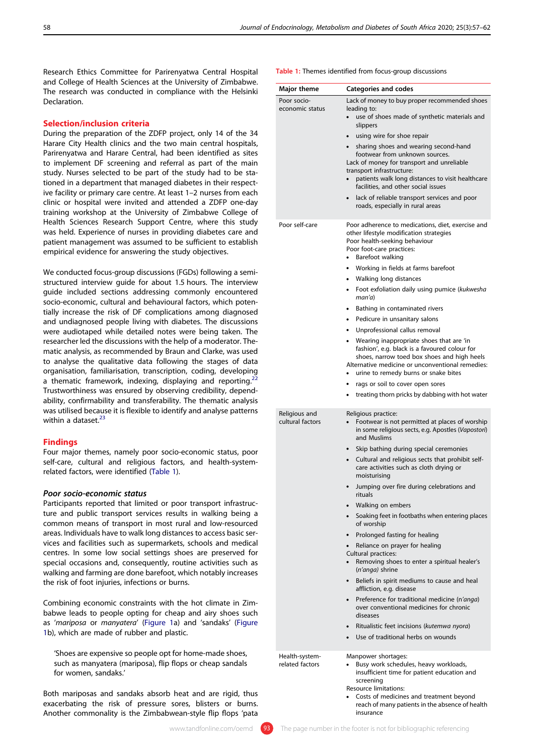Research Ethics Committee for Parirenyatwa Central Hospital and College of Health Sciences at the University of Zimbabwe. The research was conducted in compliance with the Helsinki Declaration.

## Selection/inclusion criteria

During the preparation of the ZDFP project, only 14 of the 34 Harare City Health clinics and the two main central hospitals, Parirenyatwa and Harare Central, had been identified as sites to implement DF screening and referral as part of the main study. Nurses selected to be part of the study had to be stationed in a department that managed diabetes in their respective facility or primary care centre. At least 1–2 nurses from each clinic or hospital were invited and attended a ZDFP one-day training workshop at the University of Zimbabwe College of Health Sciences Research Support Centre, where this study was held. Experience of nurses in providing diabetes care and patient management was assumed to be sufficient to establish empirical evidence for answering the study objectives.

We conducted focus-group discussions (FGDs) following a semi-structured interview guide for about 1.5 hours. The interview guide included sections addressing commonly encountered socio-economic, cultural and behavioural factors, which potentially increase the risk of DF complications among diagnosed and undiagnosed people living with diabetes. The discussions were audiotaped while detailed notes were being taken. The researcher led the discussions with the help of a moderator. Thematic analysis, as recommended by Braun and Clarke, was used to analyse the qualitative data following the stages of data organisation, familiarisation, transcription, coding, developing a thematic framework, indexing, displaying and reporting.[22] Trustworthiness was ensured by observing credibility, dependability, confirmability and transferability. The thematic analysis was utilised because it is flexible to identify and analyse patterns within a dataset.[23]

## Findings

Four major themes, namely poor socio-economic status, poor self-care, cultural and religious factors, and health-system-related factors, were identified (Table 1).

Table 1: Themes identified from focus-group discussions

| Major theme | Categories and codes |
|---|---|
| Poor socio-economic status | Lack of money to buy proper recommended shoes leading to:<br>• use of shoes made of synthetic materials and slippers<br>• using wire for shoe repair<br>• sharing shoes and wearing second-hand footwear from unknown sources.<br>Lack of money for transport and unreliable transport infrastructure:<br>• patients walk long distances to visit healthcare facilities, and other social issues<br>• lack of reliable transport services and poor roads, especially in rural areas |
| Poor self-care | Poor adherence to medications, diet, exercise and other lifestyle modification strategies<br>Poor health-seeking behaviour<br>Poor foot-care practices:<br>• Barefoot walking<br>• Working in fields at farms barefoot<br>• Walking long distances<br>• Foot exfoliation daily using pumice (*kukwesha man'a*)<br>• Bathing in contaminated rivers<br>• Pedicure in unsanitary salons<br>• Unprofessional callus removal<br>• Wearing inappropriate shoes that are 'in fashion', e.g. black is a favoured colour for shoes, narrow toed box shoes and high heels<br>Alternative medicine or unconventional remedies:<br>• urine to remedy burns or snake bites<br>• rags or soil to cover open sores<br>• treating thorn pricks by dabbing with hot water |
| Religious and cultural factors | Religious practice:<br>• Footwear is not permitted at places of worship in some religious sects, e.g. Apostles (*Vapostori*) and Muslims<br>• Skip bathing during special ceremonies<br>• Cultural and religious sects that prohibit self-care activities such as cloth drying or moisturising<br>• Jumping over fire during celebrations and rituals<br>• Walking on embers<br>• Soaking feet in footbaths when entering places of worship<br>• Prolonged fasting for healing<br>• Reliance on prayer for healing<br>Cultural practices:<br>• Removing shoes to enter a spiritual healer's (*n'anga*) shrine<br>• Beliefs in spirit mediums to cause and heal affliction, e.g. disease<br>• Preference for traditional medicine (*n'anga*) over conventional medicines for chronic diseases<br>• Ritualistic feet incisions (*kutemwa nyora*)<br>• Use of traditional herbs on wounds |
| Health-system-related factors | Manpower shortages:<br>• Busy work schedules, heavy workloads, insufficient time for patient education and screening<br>Resource limitations:<br>• Costs of medicines and treatment beyond reach of many patients in the absence of health insurance |

### Poor socio-economic status

Participants reported that limited or poor transport infrastructure and public transport services results in walking being a common means of transport in most rural and low-resourced areas. Individuals have to walk long distances to access basic services and facilities such as supermarkets, schools and medical centres. In some low social settings shoes are preserved for special occasions and, consequently, routine activities such as walking and farming are done barefoot, which notably increases the risk of foot injuries, infections or burns.

Combining economic constraints with the hot climate in Zimbabwe leads to people opting for cheap and airy shoes such as '*mariposa* or *manyatera*' (Figure 1a) and 'sandaks' (Figure 1b), which are made of rubber and plastic.

> 'Shoes are expensive so people opt for home-made shoes, such as manyatera (mariposa), flip flops or cheap sandals for women, sandaks.'

Both mariposas and sandaks absorb heat and are rigid, thus exacerbating the risk of pressure sores, blisters or burns. Another commonality is the Zimbabwean-style flip flops 'pata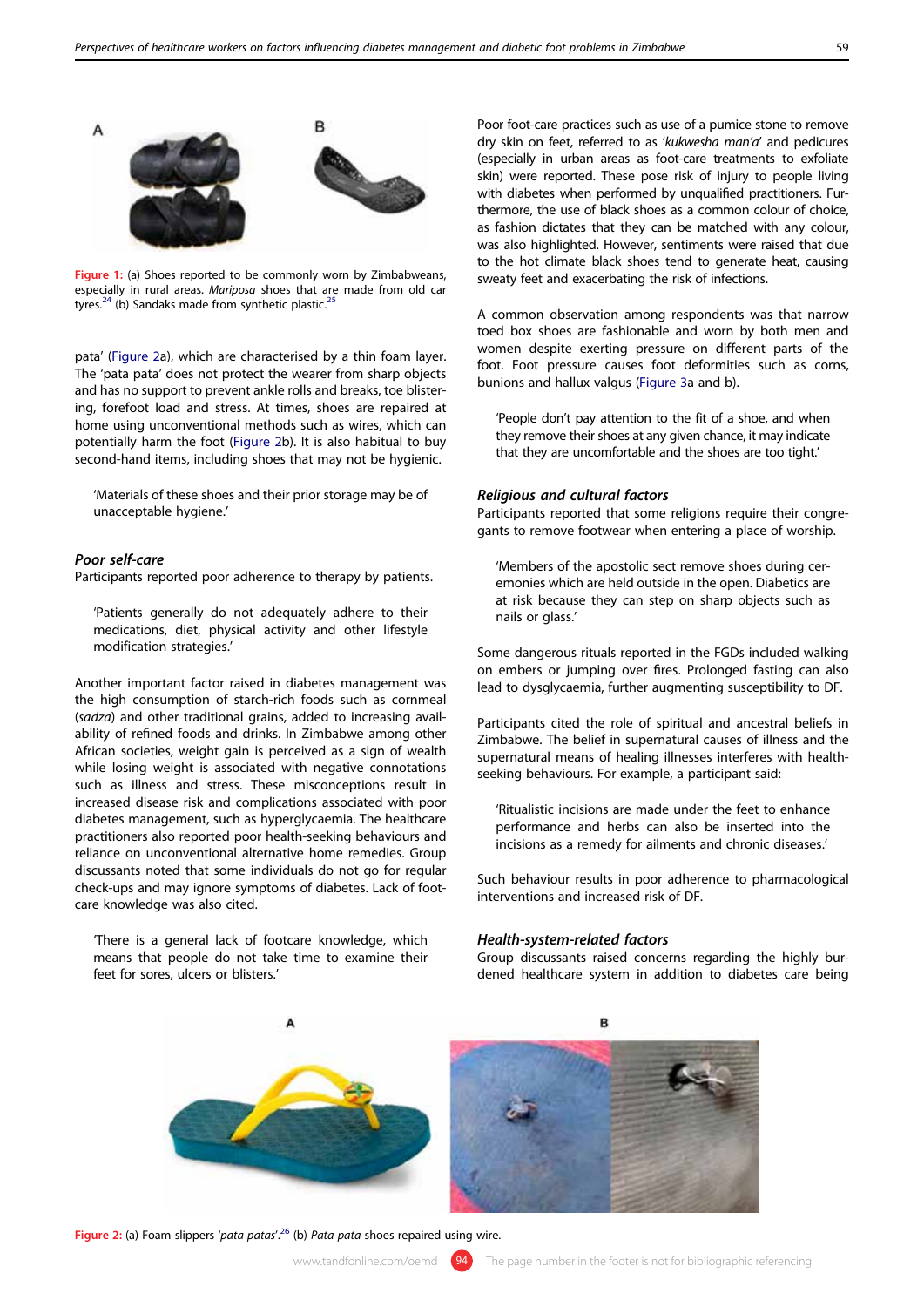Figure 1: (a) Shoes reported to be commonly worn by Zimbabweans, especially in rural areas. *Mariposa* shoes that are made from old car tyres.[24] (b) Sandaks made from synthetic plastic.[25]

pata' (Figure 2a), which are characterised by a thin foam layer. The 'pata pata' does not protect the wearer from sharp objects and has no support to prevent ankle rolls and breaks, toe blistering, forefoot load and stress. At times, shoes are repaired at home using unconventional methods such as wires, which can potentially harm the foot (Figure 2b). It is also habitual to buy second-hand items, including shoes that may not be hygienic.

> 'Materials of these shoes and their prior storage may be of unacceptable hygiene.'

### Poor self-care

Participants reported poor adherence to therapy by patients.

> 'Patients generally do not adequately adhere to their medications, diet, physical activity and other lifestyle modification strategies.'

Another important factor raised in diabetes management was the high consumption of starch-rich foods such as cornmeal (*sadza*) and other traditional grains, added to increasing availability of refined foods and drinks. In Zimbabwe among other African societies, weight gain is perceived as a sign of wealth while losing weight is associated with negative connotations such as illness and stress. These misconceptions result in increased disease risk and complications associated with poor diabetes management, such as hyperglycaemia. The healthcare practitioners also reported poor health-seeking behaviours and reliance on unconventional alternative home remedies. Group discussants noted that some individuals do not go for regular check-ups and may ignore symptoms of diabetes. Lack of foot-care knowledge was also cited.

> 'There is a general lack of footcare knowledge, which means that people do not take time to examine their feet for sores, ulcers or blisters.'

Poor foot-care practices such as use of a pumice stone to remove dry skin on feet, referred to as '*kukwesha man'a*' and pedicures (especially in urban areas as foot-care treatments to exfoliate skin) were reported. These pose risk of injury to people living with diabetes when performed by unqualified practitioners. Furthermore, the use of black shoes as a common colour of choice, as fashion dictates that they can be matched with any colour, was also highlighted. However, sentiments were raised that due to the hot climate black shoes tend to generate heat, causing sweaty feet and exacerbating the risk of infections.

A common observation among respondents was that narrow toed box shoes are fashionable and worn by both men and women despite exerting pressure on different parts of the foot. Foot pressure causes foot deformities such as corns, bunions and hallux valgus (Figure 3a and b).

> 'People don't pay attention to the fit of a shoe, and when they remove their shoes at any given chance, it may indicate that they are uncomfortable and the shoes are too tight.'

### Religious and cultural factors

Participants reported that some religions require their congregants to remove footwear when entering a place of worship.

> 'Members of the apostolic sect remove shoes during ceremonies which are held outside in the open. Diabetics are at risk because they can step on sharp objects such as nails or glass.'

Some dangerous rituals reported in the FGDs included walking on embers or jumping over fires. Prolonged fasting can also lead to dysglycaemia, further augmenting susceptibility to DF.

Participants cited the role of spiritual and ancestral beliefs in Zimbabwe. The belief in supernatural causes of illness and the supernatural means of healing illnesses interferes with health-seeking behaviours. For example, a participant said:

> 'Ritualistic incisions are made under the feet to enhance performance and herbs can also be inserted into the incisions as a remedy for ailments and chronic diseases.'

Such behaviour results in poor adherence to pharmacological interventions and increased risk of DF.

### Health-system-related factors

Group discussants raised concerns regarding the highly burdened healthcare system in addition to diabetes care being

Figure 2: (a) Foam slippers '*pata patas*'.[26] (b) *Pata pata* shoes repaired using wire.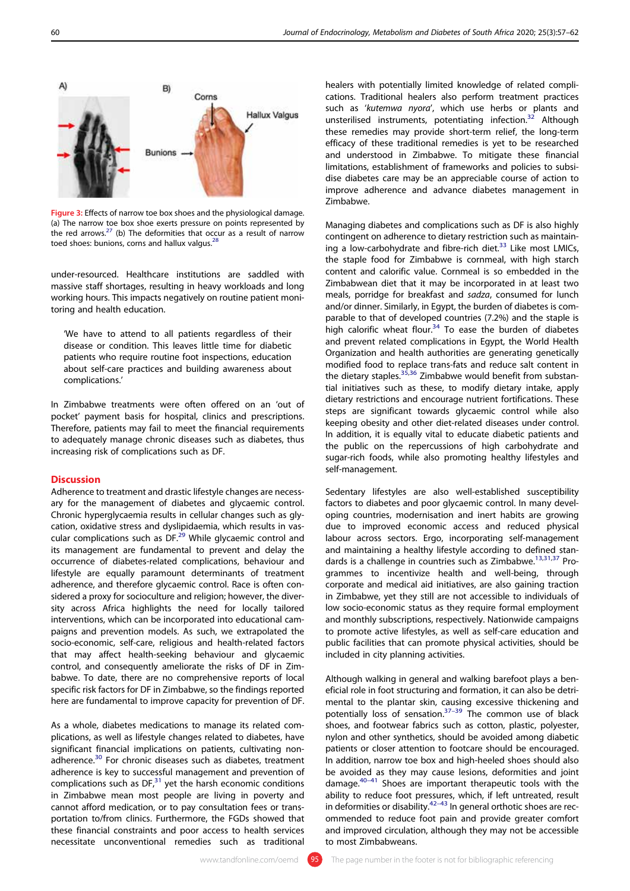Figure 3: Effects of narrow toe box shoes and the physiological damage. (a) The narrow toe box shoe exerts pressure on points represented by the red arrows.[27] (b) The deformities that occur as a result of narrow toed shoes: bunions, corns and hallux valgus.[28]

under-resourced. Healthcare institutions are saddled with massive staff shortages, resulting in heavy workloads and long working hours. This impacts negatively on routine patient monitoring and health education.

> 'We have to attend to all patients regardless of their disease or condition. This leaves little time for diabetic patients who require routine foot inspections, education about self-care practices and building awareness about complications.'

In Zimbabwe treatments were often offered on an 'out of pocket' payment basis for hospital, clinics and prescriptions. Therefore, patients may fail to meet the financial requirements to adequately manage chronic diseases such as diabetes, thus increasing risk of complications such as DF.

## Discussion

Adherence to treatment and drastic lifestyle changes are necessary for the management of diabetes and glycaemic control. Chronic hyperglycaemia results in cellular changes such as glycation, oxidative stress and dyslipidaemia, which results in vascular complications such as DF.[29] While glycaemic control and its management are fundamental to prevent and delay the occurrence of diabetes-related complications, behaviour and lifestyle are equally paramount determinants of treatment adherence, and therefore glycaemic control. Race is often considered a proxy for socioculture and religion; however, the diversity across Africa highlights the need for locally tailored interventions, which can be incorporated into educational campaigns and prevention models. As such, we extrapolated the socio-economic, self-care, religious and health-related factors that may affect health-seeking behaviour and glycaemic control, and consequently ameliorate the risks of DF in Zimbabwe. To date, there are no comprehensive reports of local specific risk factors for DF in Zimbabwe, so the findings reported here are fundamental to improve capacity for prevention of DF.

As a whole, diabetes medications to manage its related complications, as well as lifestyle changes related to diabetes, have significant financial implications on patients, cultivating non-adherence.[30] For chronic diseases such as diabetes, treatment adherence is key to successful management and prevention of complications such as DF,[31] yet the harsh economic conditions in Zimbabwe mean most people are living in poverty and cannot afford medication, or to pay consultation fees or transportation to/from clinics. Furthermore, the FGDs showed that these financial constraints and poor access to health services necessitate unconventional remedies such as traditional healers with potentially limited knowledge of related complications. Traditional healers also perform treatment practices such as '*kutemwa nyora*', which use herbs or plants and unsterilised instruments, potentiating infection.[32] Although these remedies may provide short-term relief, the long-term efficacy of these traditional remedies is yet to be researched and understood in Zimbabwe. To mitigate these financial limitations, establishment of frameworks and policies to subsidise diabetes care may be an appreciable course of action to improve adherence and advance diabetes management in Zimbabwe.

Managing diabetes and complications such as DF is also highly contingent on adherence to dietary restriction such as maintaining a low-carbohydrate and fibre-rich diet.[33] Like most LMICs, the staple food for Zimbabwe is cornmeal, with high starch content and calorific value. Cornmeal is so embedded in the Zimbabwean diet that it may be incorporated in at least two meals, porridge for breakfast and *sadza*, consumed for lunch and/or dinner. Similarly, in Egypt, the burden of diabetes is comparable to that of developed countries (7.2%) and the staple is high calorific wheat flour.[34] To ease the burden of diabetes and prevent related complications in Egypt, the World Health Organization and health authorities are generating genetically modified food to replace trans-fats and reduce salt content in the dietary staples.[35,36] Zimbabwe would benefit from substantial initiatives such as these, to modify dietary intake, apply dietary restrictions and encourage nutrient fortifications. These steps are significant towards glycaemic control while also keeping obesity and other diet-related diseases under control. In addition, it is equally vital to educate diabetic patients and the public on the repercussions of high carbohydrate and sugar-rich foods, while also promoting healthy lifestyles and self-management.

Sedentary lifestyles are also well-established susceptibility factors to diabetes and poor glycaemic control. In many developing countries, modernisation and inert habits are growing due to improved economic access and reduced physical labour across sectors. Ergo, incorporating self-management and maintaining a healthy lifestyle according to defined standards is a challenge in countries such as Zimbabwe.[13,31,37] Programmes to incentivize health and well-being, through corporate and medical aid initiatives, are also gaining traction in Zimbabwe, yet they still are not accessible to individuals of low socio-economic status as they require formal employment and monthly subscriptions, respectively. Nationwide campaigns to promote active lifestyles, as well as self-care education and public facilities that can promote physical activities, should be included in city planning activities.

Although walking in general and walking barefoot plays a beneficial role in foot structuring and formation, it can also be detrimental to the plantar skin, causing excessive thickening and potentially loss of sensation.[37–39] The common use of black shoes, and footwear fabrics such as cotton, plastic, polyester, nylon and other synthetics, should be avoided among diabetic patients or closer attention to footcare should be encouraged. In addition, narrow toe box and high-heeled shoes should also be avoided as they may cause lesions, deformities and joint damage.[40–41] Shoes are important therapeutic tools with the ability to reduce foot pressures, which, if left untreated, result in deformities or disability.[42–43] In general orthotic shoes are recommended to reduce foot pain and provide greater comfort and improved circulation, although they may not be accessible to most Zimbabweans.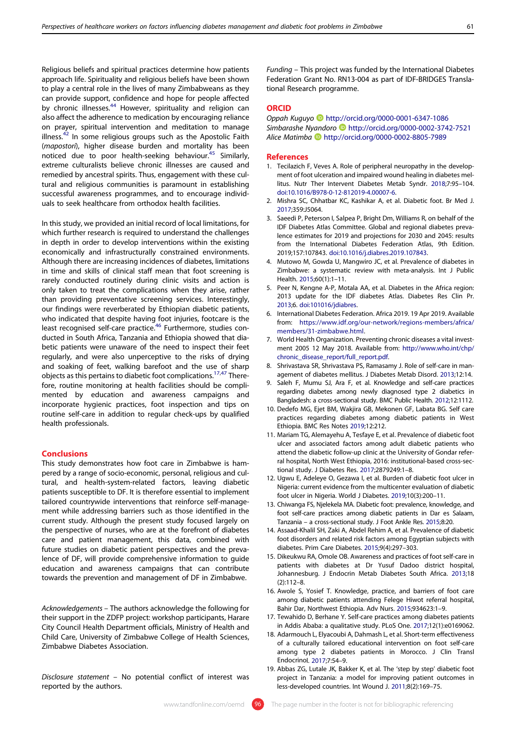Religious beliefs and spiritual practices determine how patients approach life. Spirituality and religious beliefs have been shown to play a central role in the lives of many Zimbabweans as they can provide support, confidence and hope for people affected by chronic illnesses.[44] However, spirituality and religion can also affect the adherence to medication by encouraging reliance on prayer, spiritual intervention and meditation to manage illness.[42] In some religious groups such as the Apostolic Faith (*mapostori*), higher disease burden and mortality has been noticed due to poor health-seeking behaviour.[45] Similarly, extreme culturalists believe chronic illnesses are caused and remedied by ancestral spirits. Thus, engagement with these cultural and religious communities is paramount in establishing successful awareness programmes, and to encourage individuals to seek healthcare from orthodox health facilities.

In this study, we provided an initial record of local limitations, for which further research is required to understand the challenges in depth in order to develop interventions within the existing economically and infrastructurally constrained environments. Although there are increasing incidences of diabetes, limitations in time and skills of clinical staff mean that foot screening is rarely conducted routinely during clinic visits and action is only taken to treat the complications when they arise, rather than providing preventative screening services. Interestingly, our findings were reverberated by Ethiopian diabetic patients, who indicated that despite having foot injuries, footcare is the least recognised self-care practice.[46] Furthermore, studies conducted in South Africa, Tanzania and Ethiopia showed that diabetic patients were unaware of the need to inspect their feet regularly, and were also unperceptive to the risks of drying and soaking of feet, walking barefoot and the use of sharp objects as this pertains to diabetic foot complications.[17,47] Therefore, routine monitoring at health facilities should be complimented by education and awareness campaigns and incorporate hygienic practices, foot inspection and tips on routine self-care in addition to regular check-ups by qualified health professionals.

## Conclusions

This study demonstrates how foot care in Zimbabwe is hampered by a range of socio-economic, personal, religious and cultural, and health-system-related factors, leaving diabetic patients susceptible to DF. It is therefore essential to implement tailored countrywide interventions that reinforce self-management while addressing barriers such as those identified in the current study. Although the present study focused largely on the perspective of nurses, who are at the forefront of diabetes care and patient management, this data, combined with future studies on diabetic patient perspectives and the prevalence of DF, will provide comprehensive information to guide education and awareness campaigns that can contribute towards the prevention and management of DF in Zimbabwe.

*Acknowledgements* – The authors acknowledge the following for their support in the ZDFP project: workshop participants, Harare City Council Health Department officials, Ministry of Health and Child Care, University of Zimbabwe College of Health Sciences, Zimbabwe Diabetes Association.

*Disclosure statement* – No potential conflict of interest was reported by the authors.

*Funding* – This project was funded by the International Diabetes Federation Grant No. RN13-004 as part of IDF-BRIDGES Translational Research programme.

## ORCID

*Oppah Kuguyo* http://orcid.org/0000-0001-6347-1086
*Simbarashe Nyandoro* http://orcid.org/0000-0002-3742-7521
*Alice Matimba* http://orcid.org/0000-0002-8805-7989

## References

1. Tecilazich F, Veves A. Role of peripheral neuropathy in the development of foot ulceration and impaired wound healing in diabetes mellitus. Nutr Ther Intervent Diabetes Metab Syndr. 2018;7:95–104. doi:10.1016/B978-0-12-812019-4.00007-6.
2. Mishra SC, Chhatbar KC, Kashikar A, et al. Diabetic foot. Br Med J. 2017;359:J5064.
3. Saeedi P, Peterson I, Salpea P, Bright Dm, Williams R, on behalf of the IDF Diabetes Atlas Committee. Global and regional diabetes prevalence estimates for 2019 and projections for 2030 and 2045: results from the International Diabetes Federation Atlas, 9th Edition. 2019;157:107843. doi:10.1016/j.diabres.2019.107843.
4. Mutowo M, Gowda U, Mangwiro JC, et al. Prevalence of diabetes in Zimbabwe: a systematic review with meta-analysis. Int J Public Health. 2015;60(1):1–11.
5. Peer N, Kengne A-P, Motala AA, et al. Diabetes in the Africa region: 2013 update for the IDF diabetes Atlas. Diabetes Res Clin Pr. 2013;6. doi:101016/jdiabres.
6. International Diabetes Federation. Africa 2019. 19 Apr 2019. Available from: https://www.idf.org/our-network/regions-members/africa/members/31-zimbabwe.html.
7. World Health Organization. Preventing chronic diseases a vital investment 2005 12 May 2018. Available from: http://www.who.int/chp/chronic_disease_report/full_report.pdf.
8. Shrivastava SR, Shrivastava PS, Ramasamy J. Role of self-care in management of diabetes mellitus. J Diabetes Metab Disord. 2013;12:14.
9. Saleh F, Mumu SJ, Ara F, et al. Knowledge and self-care practices regarding diabetes among newly diagnosed type 2 diabetics in Bangladesh: a cross-sectional study. BMC Public Health. 2012;12:1112.
10. Dedefo MG, Ejet BM, Wakjira GB, Mekonen GF, Labata BG. Self care practices regarding diabetes among diabetic patients in West Ethiopia. BMC Res Notes 2019;12:212.
11. Mariam TG, Alemayehu A, Tesfaye E, et al. Prevalence of diabetic foot ulcer and associated factors among adult diabetic patients who attend the diabetic follow-up clinic at the University of Gondar referral hospital, North West Ethiopia, 2016: institutional-based cross-sectional study. J Diabetes Res. 2017;2879249:1–8.
12. Ugwu E, Adeleye O, Gezawa I, et al. Burden of diabetic foot ulcer in Nigeria: current evidence from the multicenter evaluation of diabetic foot ulcer in Nigeria. World J Diabetes. 2019;10(3):200–11.
13. Chiwanga FS, Njelekela MA. Diabetic foot: prevalence, knowledge, and foot self-care practices among diabetic patients in Dar es Salaam, Tanzania – a cross-sectional study. J Foot Ankle Res. 2015;8:20.
14. Assaad-Khalil SH, Zaki A, Abdel Rehim A, et al. Prevalence of diabetic foot disorders and related risk factors among Egyptian subjects with diabetes. Prim Care Diabetes. 2015;9(4):297–303.
15. Dikeukwu RA, Omole OB. Awareness and practices of foot self-care in patients with diabetes at Dr Yusuf Dadoo district hospital, Johannesburg. J Endocrin Metab Diabetes South Africa. 2013;18(2):112–8.
16. Awole S, Yosief T. Knowledge, practice, and barriers of foot care among diabetic patients attending Felege Hiwot referral hospital, Bahir Dar, Northwest Ethiopia. Adv Nurs. 2015;934623:1–9.
17. Tewahido D, Berhane Y. Self-care practices among diabetes patients in Addis Ababa: a qualitative study. PLoS One. 2017;12(1):e0169062.
18. Adarmouch L, Elyacoubi A, Dahmash L, et al. Short-term effectiveness of a culturally tailored educational intervention on foot self-care among type 2 diabetes patients in Morocco. J Clin Transl Endocrinol. 2017;7:54–9.
19. Abbas ZG, Lutale JK, Bakker K, et al. The 'step by step' diabetic foot project in Tanzania: a model for improving patient outcomes in less-developed countries. Int Wound J. 2011;8(2):169–75.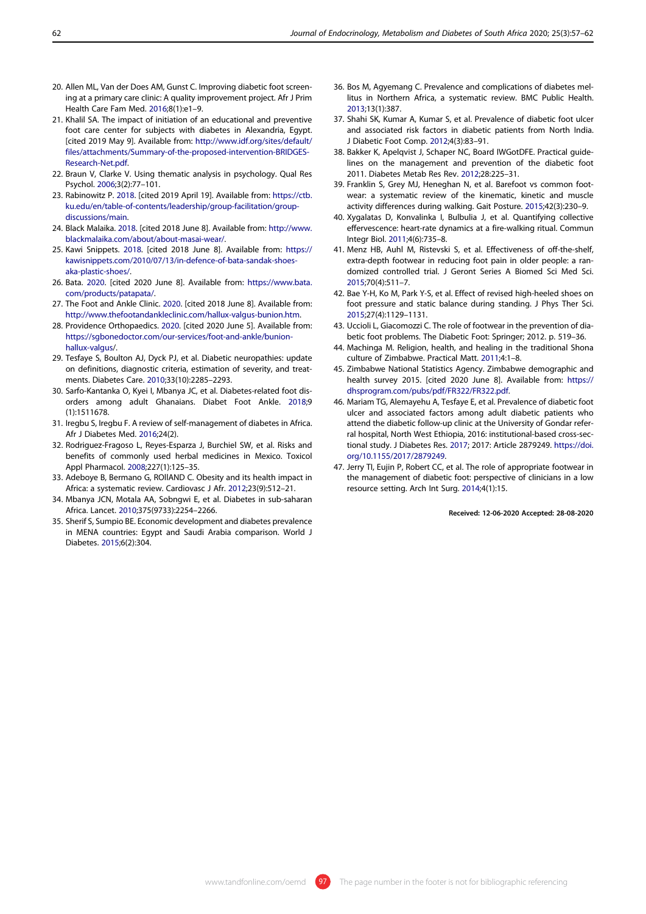20. Allen ML, Van der Does AM, Gunst C. Improving diabetic foot screening at a primary care clinic: A quality improvement project. Afr J Prim Health Care Fam Med. 2016;8(1):e1–9.
21. Khalil SA. The impact of initiation of an educational and preventive foot care center for subjects with diabetes in Alexandria, Egypt. [cited 2019 May 9]. Available from: http://www.idf.org/sites/default/files/attachments/Summary-of-the-proposed-intervention-BRIDGES-Research-Net.pdf.
22. Braun V, Clarke V. Using thematic analysis in psychology. Qual Res Psychol. 2006;3(2):77–101.
23. Rabinowitz P. 2018. [cited 2019 April 19]. Available from: https://ctb.ku.edu/en/table-of-contents/leadership/group-facilitation/group-discussions/main.
24. Black Malaika. 2018. [cited 2018 June 8]. Available from: http://www.blackmalaika.com/about/about-masai-wear/.
25. Kawi Snippets. 2018. [cited 2018 June 8]. Available from: https://kawisnippets.com/2010/07/13/in-defence-of-bata-sandak-shoes-aka-plastic-shoes/.
26. Bata. 2020. [cited 2020 June 8]. Available from: https://www.bata.com/products/patapata/.
27. The Foot and Ankle Clinic. 2020. [cited 2018 June 8]. Available from: http://www.thefootandankleclinic.com/hallux-valgus-bunion.htm.
28. Providence Orthopaedics. 2020. [cited 2020 June 5]. Available from: https://sgbonedoctor.com/our-services/foot-and-ankle/bunion-hallux-valgus/.
29. Tesfaye S, Boulton AJ, Dyck PJ, et al. Diabetic neuropathies: update on definitions, diagnostic criteria, estimation of severity, and treatments. Diabetes Care. 2010;33(10):2285–2293.
30. Sarfo-Kantanka O, Kyei I, Mbanya JC, et al. Diabetes-related foot disorders among adult Ghanaians. Diabet Foot Ankle. 2018;9(1):1511678.
31. Iregbu S, Iregbu F. A review of self-management of diabetes in Africa. Afr J Diabetes Med. 2016;24(2).
32. Rodriguez-Fragoso L, Reyes-Esparza J, Burchiel SW, et al. Risks and benefits of commonly used herbal medicines in Mexico. Toxicol Appl Pharmacol. 2008;227(1):125–35.
33. Adeboye B, Bermano G, ROllAND C. Obesity and its health impact in Africa: a systematic review. Cardiovasc J Afr. 2012;23(9):512–21.
34. Mbanya JCN, Motala AA, Sobngwi E, et al. Diabetes in sub-saharan Africa. Lancet. 2010;375(9733):2254–2266.
35. Sherif S, Sumpio BE. Economic development and diabetes prevalence in MENA countries: Egypt and Saudi Arabia comparison. World J Diabetes. 2015;6(2):304.
36. Bos M, Agyemang C. Prevalence and complications of diabetes mellitus in Northern Africa, a systematic review. BMC Public Health. 2013;13(1):387.
37. Shahi SK, Kumar A, Kumar S, et al. Prevalence of diabetic foot ulcer and associated risk factors in diabetic patients from North India. J Diabetic Foot Comp. 2012;4(3):83–91.
38. Bakker K, Apelqvist J, Schaper NC, Board IWGotDFE. Practical guidelines on the management and prevention of the diabetic foot 2011. Diabetes Metab Res Rev. 2012;28:225–31.
39. Franklin S, Grey MJ, Heneghan N, et al. Barefoot vs common footwear: a systematic review of the kinematic, kinetic and muscle activity differences during walking. Gait Posture. 2015;42(3):230–9.
40. Xygalatas D, Konvalinka I, Bulbulia J, et al. Quantifying collective effervescence: heart-rate dynamics at a fire-walking ritual. Commun Integr Biol. 2011;4(6):735–8.
41. Menz HB, Auhl M, Ristevski S, et al. Effectiveness of off-the-shelf, extra-depth footwear in reducing foot pain in older people: a randomized controlled trial. J Geront Series A Biomed Sci Med Sci. 2015;70(4):511–7.
42. Bae Y-H, Ko M, Park Y-S, et al. Effect of revised high-heeled shoes on foot pressure and static balance during standing. J Phys Ther Sci. 2015;27(4):1129–1131.
43. Uccioli L, Giacomozzi C. The role of footwear in the prevention of diabetic foot problems. The Diabetic Foot: Springer; 2012. p. 519–36.
44. Machinga M. Religion, health, and healing in the traditional Shona culture of Zimbabwe. Practical Matt. 2011;4:1–8.
45. Zimbabwe National Statistics Agency. Zimbabwe demographic and health survey 2015. [cited 2020 June 8]. Available from: https://dhsprogram.com/pubs/pdf/FR322/FR322.pdf.
46. Mariam TG, Alemayehu A, Tesfaye E, et al. Prevalence of diabetic foot ulcer and associated factors among adult diabetic patients who attend the diabetic follow-up clinic at the University of Gondar referral hospital, North West Ethiopia, 2016: institutional-based cross-sectional study. J Diabetes Res. 2017; 2017: Article 2879249. https://doi.org/10.1155/2017/2879249.
47. Jerry TI, Eujin P, Robert CC, et al. The role of appropriate footwear in the management of diabetic foot: perspective of clinicians in a low resource setting. Arch Int Surg. 2014;4(1):15.

**Received: 12-06-2020 Accepted: 28-08-2020**